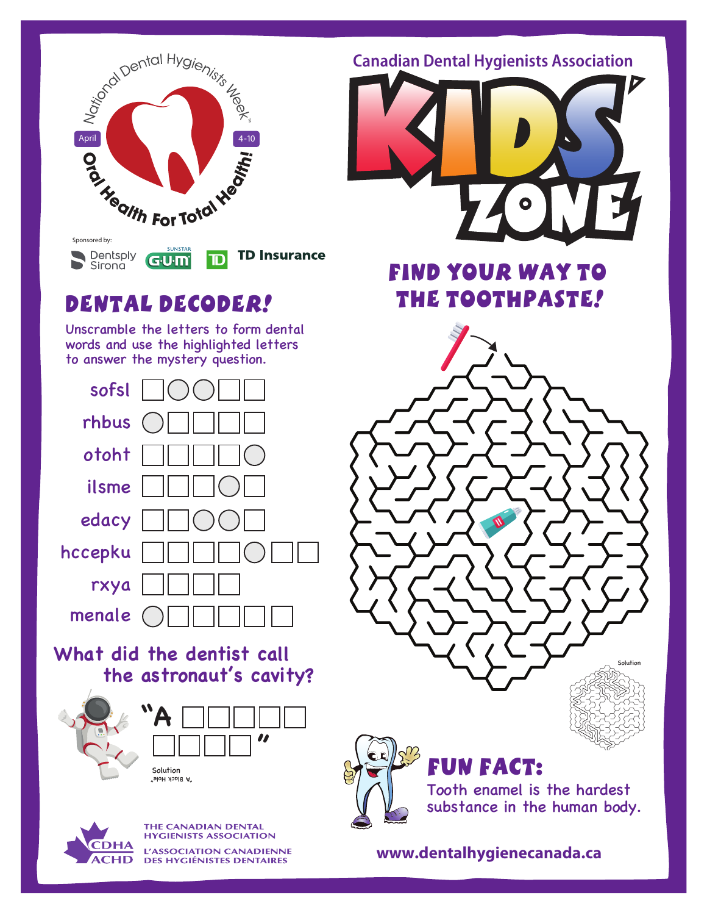National Dental Hygienists Week™

April 4-10

Oral Health For Total Health!

Sponsored by: Dentsply Sirona, SUNSTAR G·U·M, TD Insurance

Canadian Dental Hygienists Association

# KIDS' ZONE

## DENTAL DECODER!

Unscramble the letters to form dental words and use the highlighted letters to answer the mystery question.

- sofsl
- rhbus
- otoht
- ilsme
- edacy
- hccepku
- rxya
- menale

What did the dentist call the astronaut's cavity?

"A _ _ _ _ _ _ _ _ _ "

Solution
"A Black Hole"

## FIND YOUR WAY TO THE TOOTHPASTE!

Solution

## FUN FACT:

Tooth enamel is the hardest substance in the human body.

THE CANADIAN DENTAL HYGIENISTS ASSOCIATION
L'ASSOCIATION CANADIENNE DES HYGIÉNISTES DENTAIRES

CDHA ACHD

www.dentalhygienecanada.ca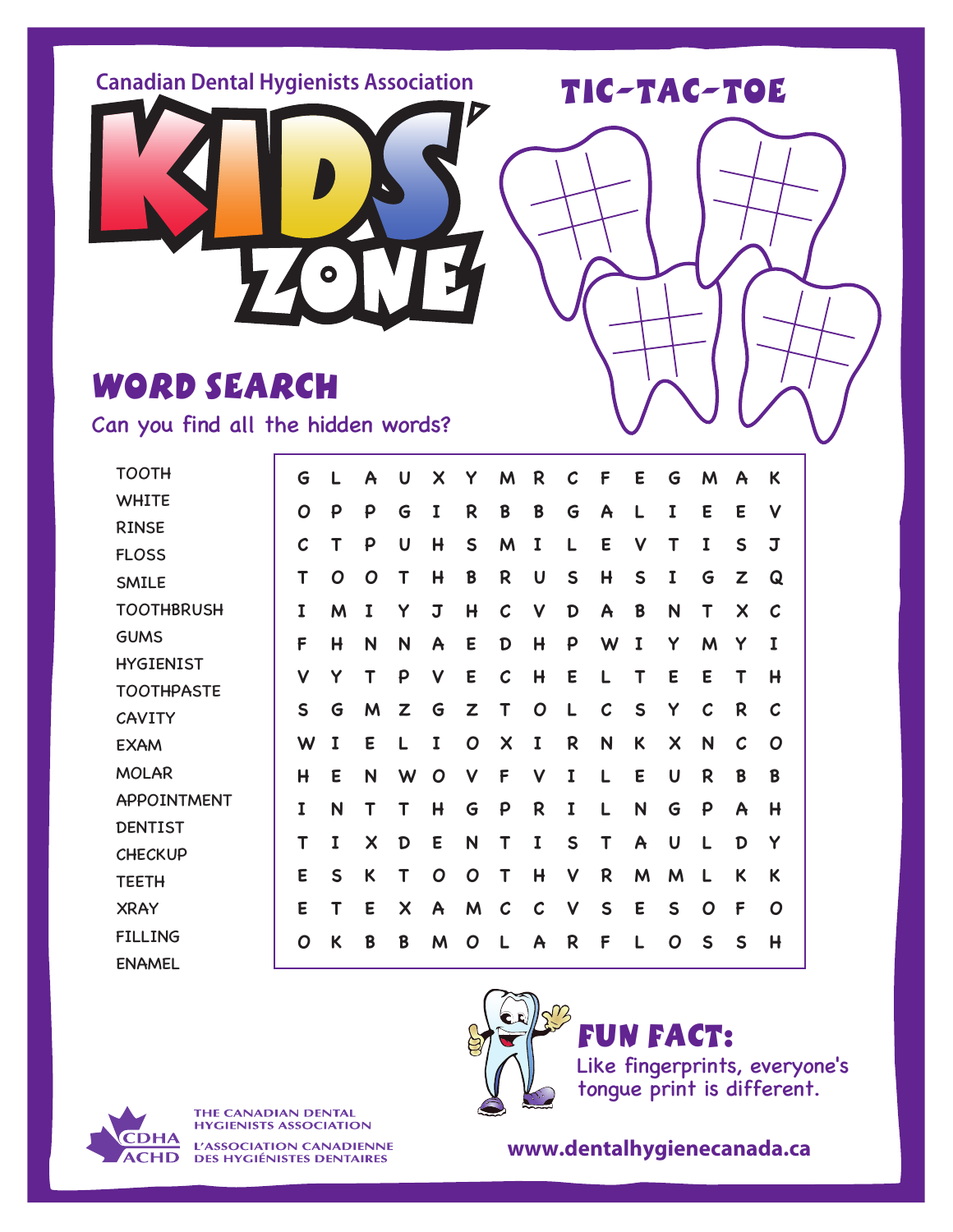Canadian Dental Hygienists Association

# KIDS' ZONE

## TIC-TAC-TOE

## WORD SEARCH

Can you find all the hidden words?

- TOOTH
- WHITE
- RINSE
- FLOSS
- SMILE
- TOOTHBRUSH
- GUMS
- HYGIENIST
- TOOTHPASTE
- CAVITY
- EXAM
- MOLAR
- APPOINTMENT
- DENTIST
- CHECKUP
- TEETH
- XRAY
- FILLING
- ENAMEL

|   |   |   |   |   |   |   |   |   |   |   |   |   |   |   |
|---|---|---|---|---|---|---|---|---|---|---|---|---|---|---|
| G | L | A | U | X | Y | M | R | C | F | E | G | M | A | K |
| O | P | P | G | I | R | B | B | G | A | L | I | E | E | V |
| C | T | P | U | H | S | M | I | L | E | V | T | I | S | J |
| T | O | O | T | H | B | R | U | S | H | S | I | G | Z | Q |
| I | M | I | Y | J | H | C | V | D | A | B | N | T | X | C |
| F | H | N | N | A | E | D | H | P | W | I | Y | M | Y | I |
| V | Y | T | P | V | E | C | H | E | L | T | E | E | T | H |
| S | G | M | Z | G | Z | T | O | L | C | S | Y | C | R | C |
| W | I | E | L | I | O | X | I | R | N | K | X | N | C | O |
| H | E | N | W | O | V | F | V | I | L | E | U | R | B | B |
| I | N | T | T | H | G | P | R | I | L | N | G | P | A | H |
| T | I | X | D | E | N | T | I | S | T | A | U | L | D | Y |
| E | S | K | T | O | O | T | H | V | R | M | M | L | K | K |
| E | T | E | X | A | M | C | C | V | S | E | S | O | F | O |
| O | K | B | B | M | O | L | A | R | F | L | O | S | S | H |

## FUN FACT:

Like fingerprints, everyone's tongue print is different.

THE CANADIAN DENTAL HYGIENISTS ASSOCIATION

L'ASSOCIATION CANADIENNE DES HYGIÉNISTES DENTAIRES

CDHA ACHD

www.dentalhygienecanada.ca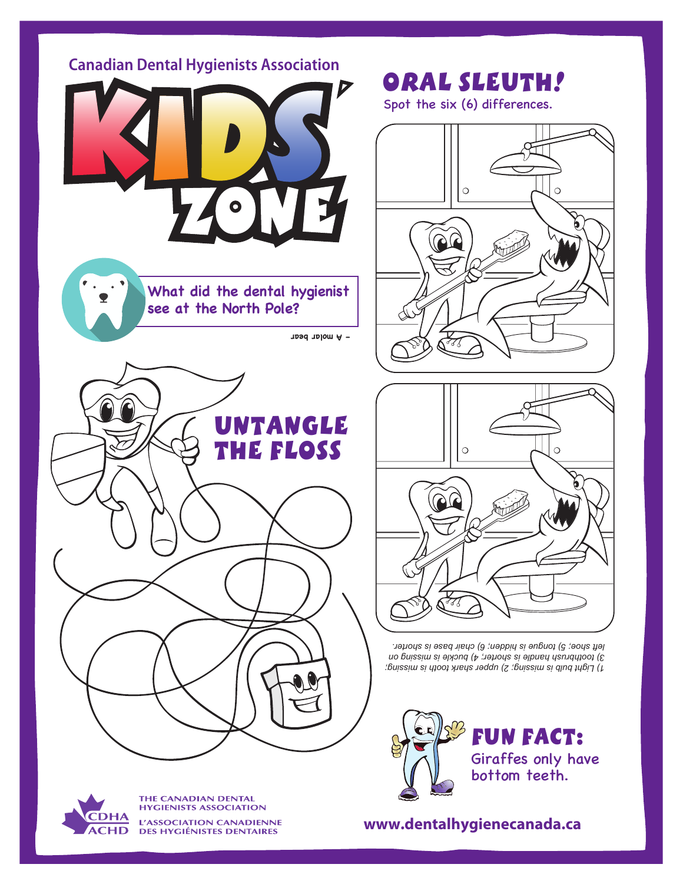Canadian Dental Hygienists Association

# KIDS' ZONE

What did the dental hygienist see at the North Pole?

– A molar bear

## ORAL SLEUTH!

Spot the six (6) differences.

1) Light bulb is missing; 2) upper shark tooth is missing; 3) toothbrush handle is shorter; 4) buckle is missing on left shoe; 5) tongue is hidden; 6) chair base is shorter.

## UNTANGLE THE FLOSS

## FUN FACT:

Giraffes only have bottom teeth.

THE CANADIAN DENTAL HYGIENISTS ASSOCIATION

L'ASSOCIATION CANADIENNE DES HYGIÉNISTES DENTAIRES

CDHA ACHD

www.dentalhygienecanada.ca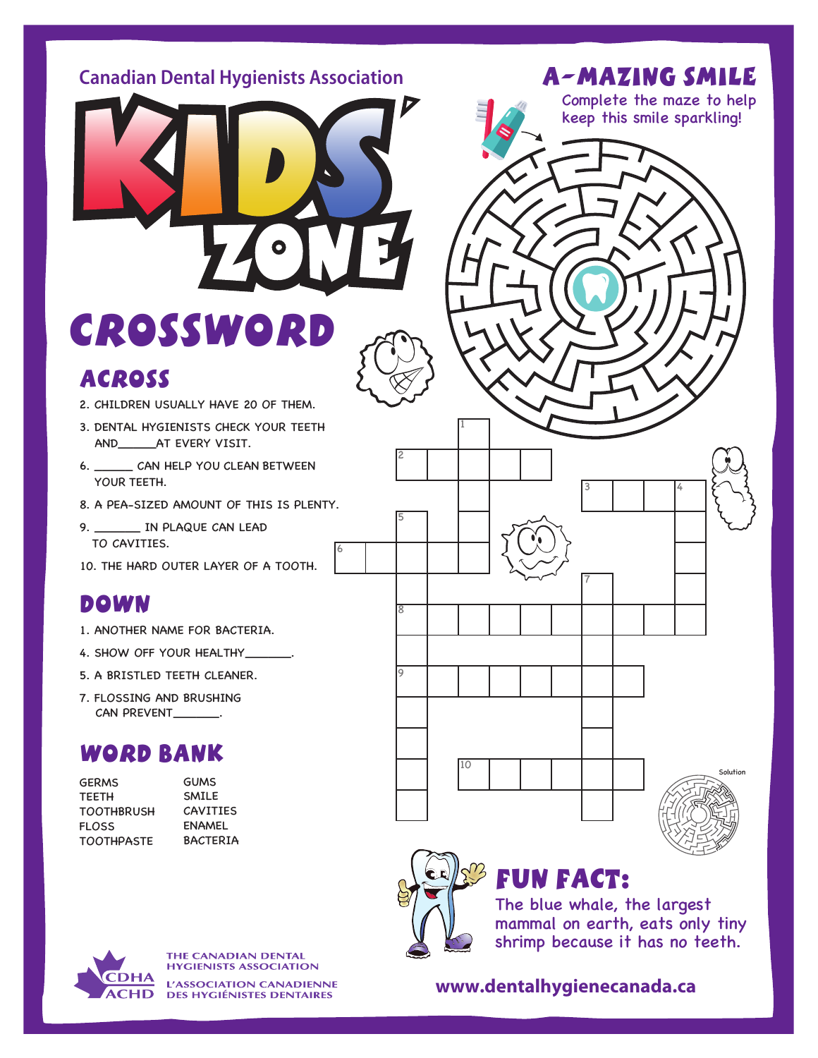Canadian Dental Hygienists Association

# KIDS' ZONE

## A-MAZING SMILE

Complete the maze to help keep this smile sparkling!

## CROSSWORD

### ACROSS

2. CHILDREN USUALLY HAVE 20 OF THEM.
3. DENTAL HYGIENISTS CHECK YOUR TEETH AND______AT EVERY VISIT.
6. ______ CAN HELP YOU CLEAN BETWEEN YOUR TEETH.
8. A PEA-SIZED AMOUNT OF THIS IS PLENTY.
9. _______ IN PLAQUE CAN LEAD TO CAVITIES.
10. THE HARD OUTER LAYER OF A TOOTH.

### DOWN

1. ANOTHER NAME FOR BACTERIA.
4. SHOW OFF YOUR HEALTHY_______.
5. A BRISTLED TEETH CLEANER.
7. FLOSSING AND BRUSHING CAN PREVENT_______.

### WORD BANK

GERMS
TEETH
TOOTHBRUSH
FLOSS
TOOTHPASTE
GUMS
SMILE
CAVITIES
ENAMEL
BACTERIA

Solution

## FUN FACT:

The blue whale, the largest mammal on earth, eats only tiny shrimp because it has no teeth.

CDHA ACHD
THE CANADIAN DENTAL HYGIENISTS ASSOCIATION
L'ASSOCIATION CANADIENNE DES HYGIÉNISTES DENTAIRES

www.dentalhygienecanada.ca